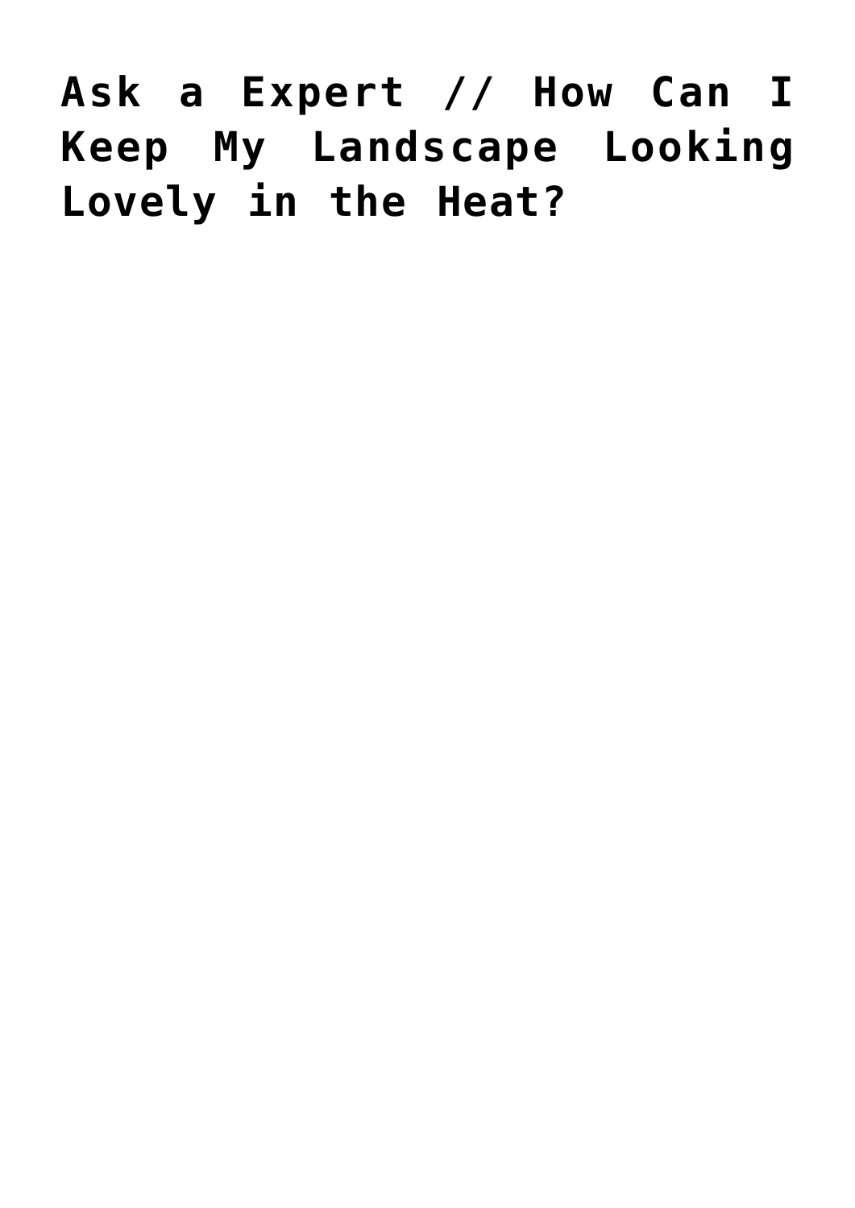# Ask a Expert // How Can I Keep My Landscape Looking Lovely in the Heat?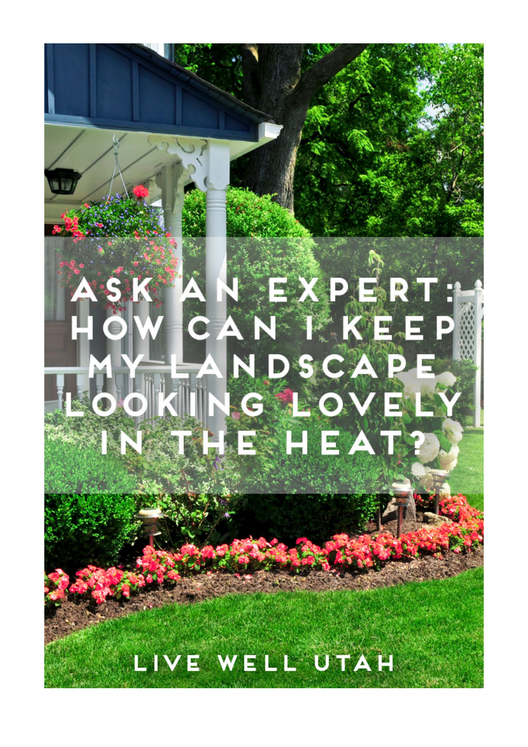# ASK AN EXPERT: HOW CAN I KEEP MY LANDSCAPE LOOKING LOVELY IN THE HEAT?

LIVE WELL UTAH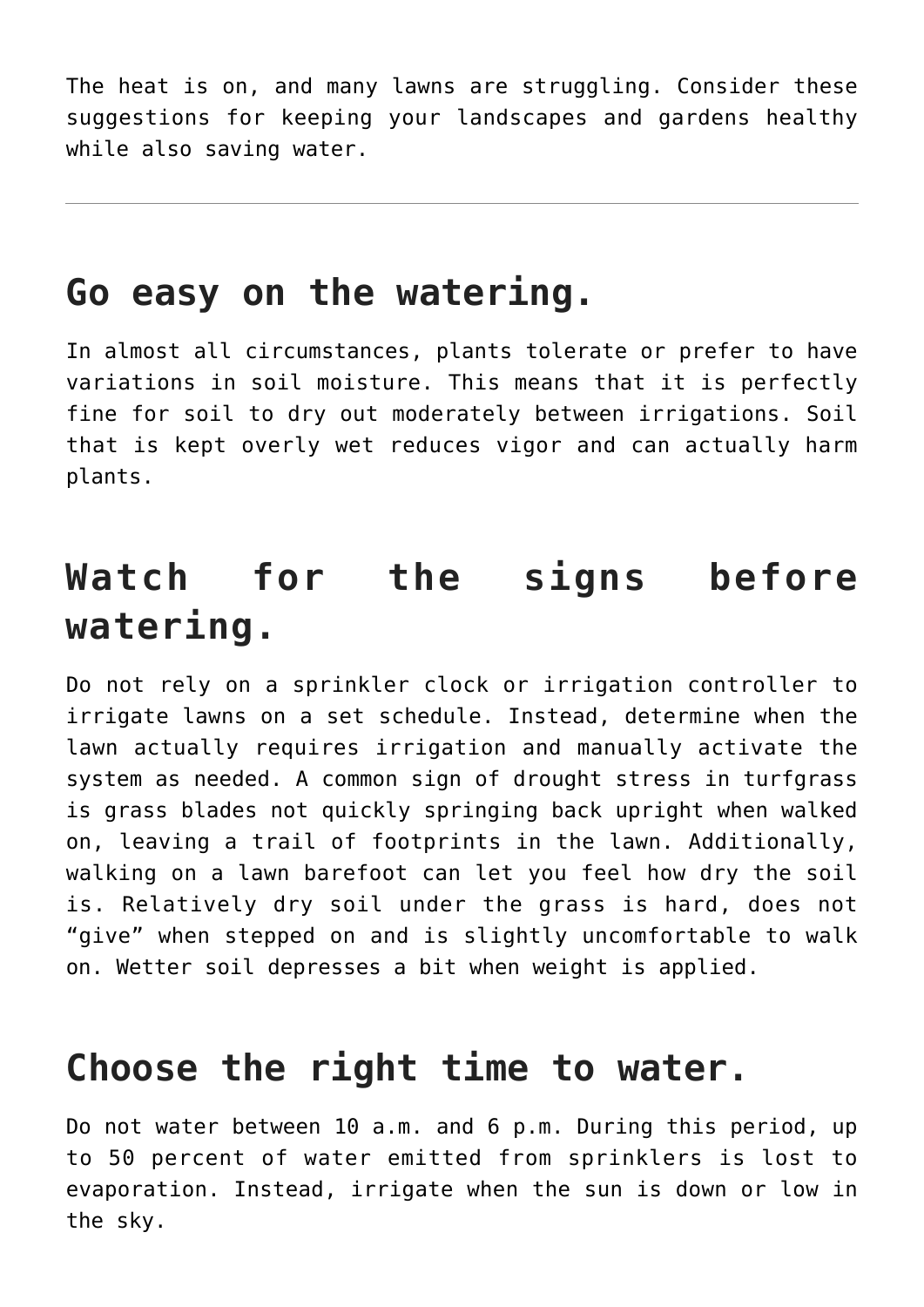The heat is on, and many lawns are struggling. Consider these suggestions for keeping your landscapes and gardens healthy while also saving water.

---

## Go easy on the watering.

In almost all circumstances, plants tolerate or prefer to have variations in soil moisture. This means that it is perfectly fine for soil to dry out moderately between irrigations. Soil that is kept overly wet reduces vigor and can actually harm plants.

## Watch for the signs before watering.

Do not rely on a sprinkler clock or irrigation controller to irrigate lawns on a set schedule. Instead, determine when the lawn actually requires irrigation and manually activate the system as needed. A common sign of drought stress in turfgrass is grass blades not quickly springing back upright when walked on, leaving a trail of footprints in the lawn. Additionally, walking on a lawn barefoot can let you feel how dry the soil is. Relatively dry soil under the grass is hard, does not "give" when stepped on and is slightly uncomfortable to walk on. Wetter soil depresses a bit when weight is applied.

## Choose the right time to water.

Do not water between 10 a.m. and 6 p.m. During this period, up to 50 percent of water emitted from sprinklers is lost to evaporation. Instead, irrigate when the sun is down or low in the sky.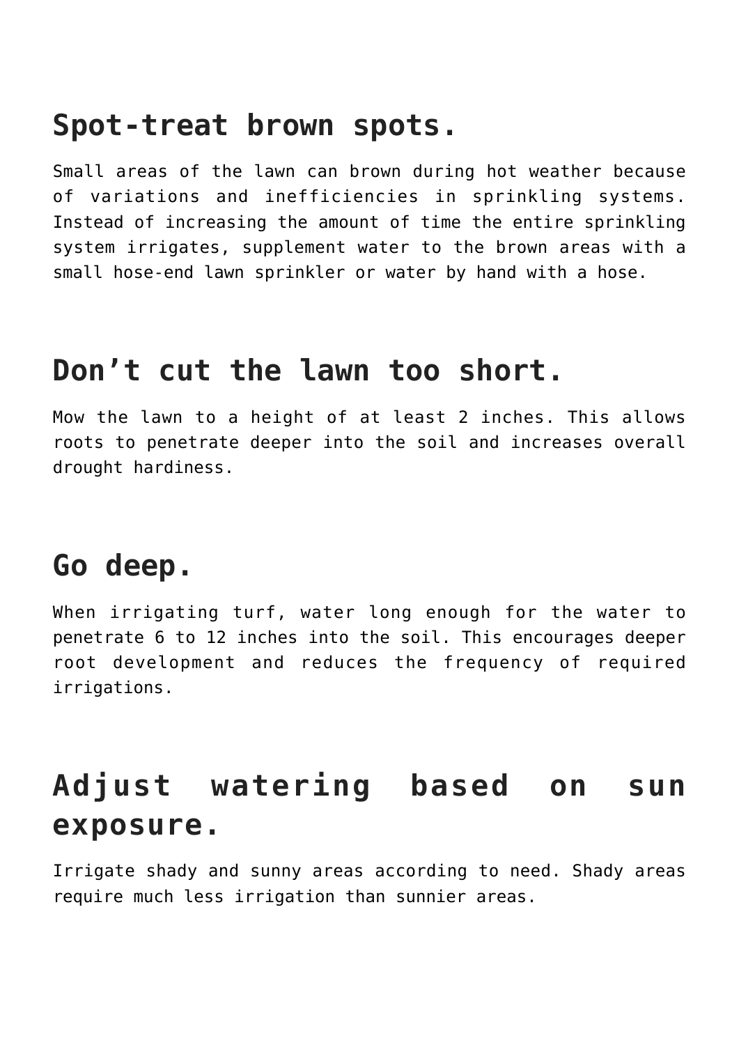## Spot-treat brown spots.

Small areas of the lawn can brown during hot weather because of variations and inefficiencies in sprinkling systems. Instead of increasing the amount of time the entire sprinkling system irrigates, supplement water to the brown areas with a small hose-end lawn sprinkler or water by hand with a hose.

## Don't cut the lawn too short.

Mow the lawn to a height of at least 2 inches. This allows roots to penetrate deeper into the soil and increases overall drought hardiness.

## Go deep.

When irrigating turf, water long enough for the water to penetrate 6 to 12 inches into the soil. This encourages deeper root development and reduces the frequency of required irrigations.

## Adjust watering based on sun exposure.

Irrigate shady and sunny areas according to need. Shady areas require much less irrigation than sunnier areas.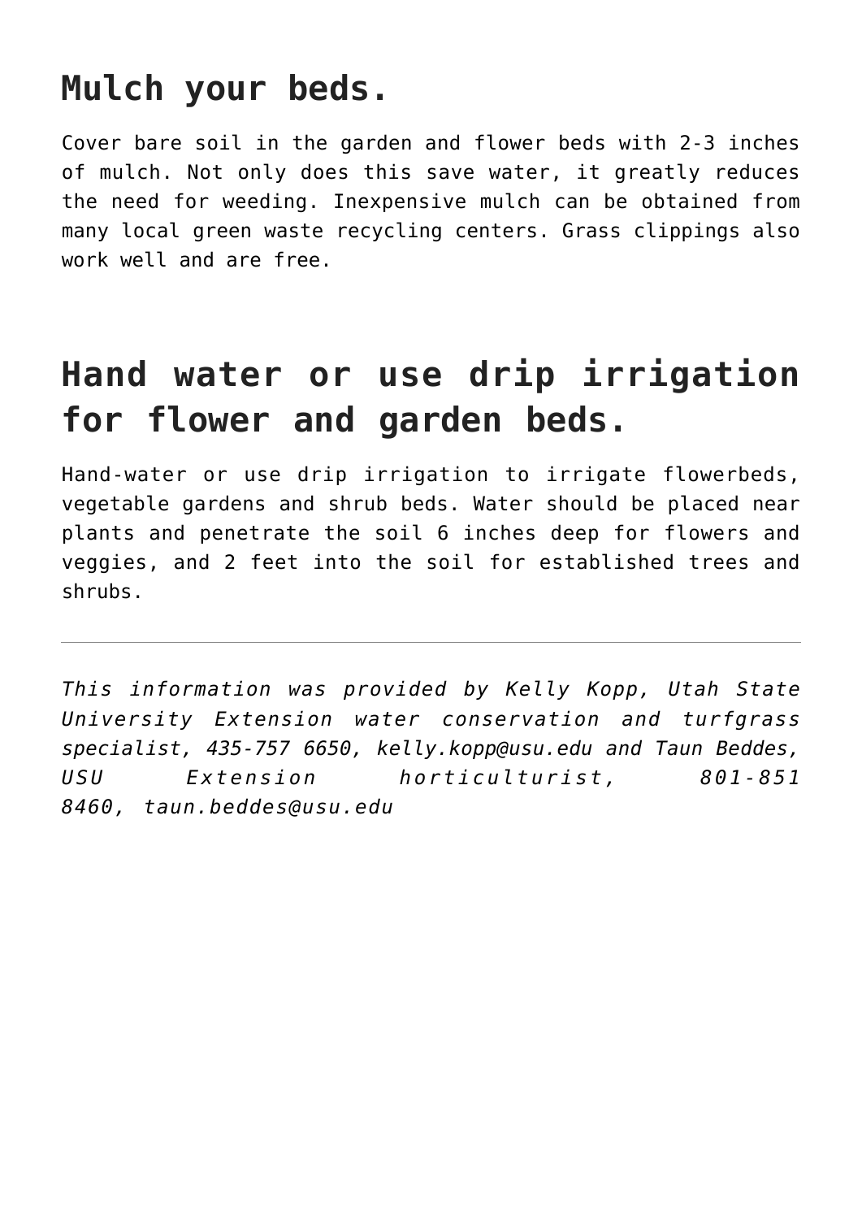## Mulch your beds.

Cover bare soil in the garden and flower beds with 2-3 inches of mulch. Not only does this save water, it greatly reduces the need for weeding. Inexpensive mulch can be obtained from many local green waste recycling centers. Grass clippings also work well and are free.

## Hand water or use drip irrigation for flower and garden beds.

Hand-water or use drip irrigation to irrigate flowerbeds, vegetable gardens and shrub beds. Water should be placed near plants and penetrate the soil 6 inches deep for flowers and veggies, and 2 feet into the soil for established trees and shrubs.

---

*This information was provided by Kelly Kopp, Utah State University Extension water conservation and turfgrass specialist, 435-757 6650, kelly.kopp@usu.edu and Taun Beddes, USU Extension horticulturist, 801-851 8460, taun.beddes@usu.edu*